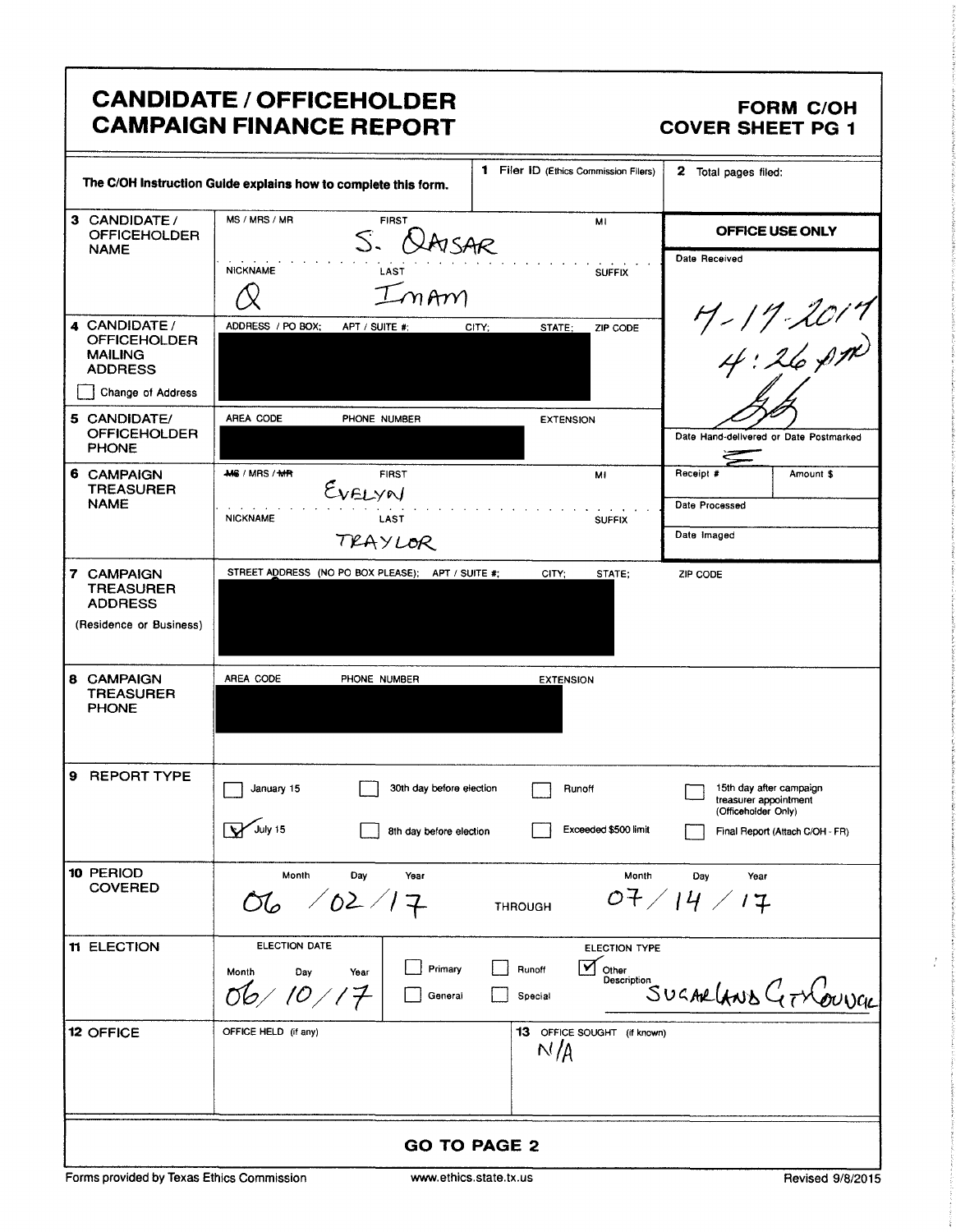# CANDIDATE / OFFICEHOLDER CAMPAIGN FINANCE REPORT

**FORM C/OH COVER SHEET PG 1**

| | | | |
|---|---|---|---|
| The C/OH Instruction Guide explains how to complete this form. | | **1** Filer ID (Ethics Commission Filers) | **2** Total pages filed: |
| **3 CANDIDATE / OFFICEHOLDER NAME** | MS / MRS / MR — FIRST: S. QAISAR — MI; NICKNAME: Q — LAST: Imam — SUFFIX | | **OFFICE USE ONLY** Date Received: 4-17-2017 4:26 PM |
| **4 CANDIDATE / OFFICEHOLDER MAILING ADDRESS** ☐ Change of Address | ADDRESS / PO BOX; APT / SUITE #; CITY; STATE; ZIP CODE: [redacted] | | |
| **5 CANDIDATE/ OFFICEHOLDER PHONE** | AREA CODE — PHONE NUMBER — EXTENSION: [redacted] | | Date Hand-delivered or Date Postmarked |
| **6 CAMPAIGN TREASURER NAME** | ~~MS~~ / MRS / ~~MR~~ — FIRST: EVELYN — MI; NICKNAME — LAST: TRAYLOR — SUFFIX | | Receipt # — Amount $; Date Processed; Date Imaged |
| **7 CAMPAIGN TREASURER ADDRESS** (Residence or Business) | STREET ADDRESS (NO PO BOX PLEASE); APT / SUITE #; CITY; STATE; ZIP CODE: [redacted] | | |
| **8 CAMPAIGN TREASURER PHONE** | AREA CODE — PHONE NUMBER — EXTENSION: [redacted] | | |
| **9 REPORT TYPE** | ☐ January 15 ☑ July 15 ☐ 30th day before election ☐ 8th day before election ☐ Runoff ☐ Exceeded $500 limit ☐ 15th day after campaign treasurer appointment (Officeholder Only) ☐ Final Report (Attach C/OH - FR) | | |
| **10 PERIOD COVERED** | Month/Day/Year: 06 / 02 / 17 THROUGH Month/Day/Year: 07 / 14 / 17 | | |
| **11 ELECTION** | ELECTION DATE Month/Day/Year: 06/ 10/ 17 | ELECTION TYPE: ☐ Primary ☐ General ☐ Runoff ☐ Special ☑ Other Description: SUGARLAND CITY COUNCIL | |
| **12 OFFICE** | OFFICE HELD (if any) | **13** OFFICE SOUGHT (if known): N/A | |

**GO TO PAGE 2**

Forms provided by Texas Ethics Commission — www.ethics.state.tx.us — Revised 9/8/2015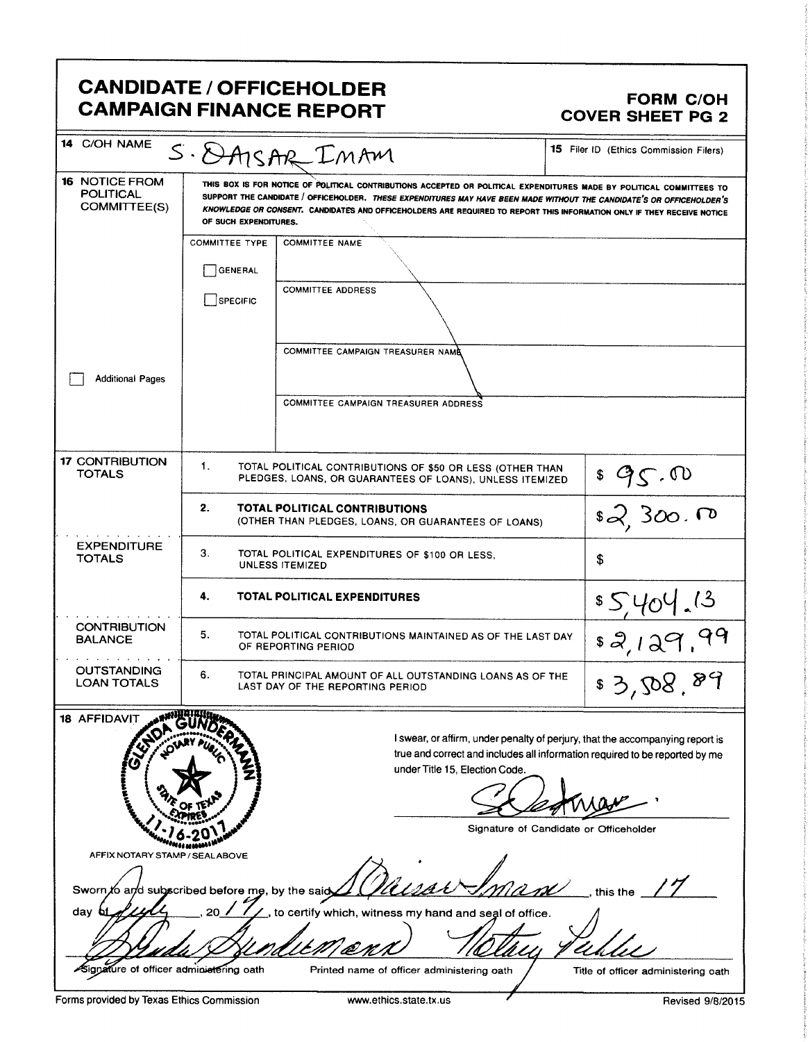# CANDIDATE / OFFICEHOLDER CAMPAIGN FINANCE REPORT

## FORM C/OH COVER SHEET PG 2

**14** C/OH NAME: S. QAISAR IMAM

**15** Filer ID (Ethics Commission Filers)

**16** NOTICE FROM POLITICAL COMMITTEE(S)

THIS BOX IS FOR NOTICE OF POLITICAL CONTRIBUTIONS ACCEPTED OR POLITICAL EXPENDITURES MADE BY POLITICAL COMMITTEES TO SUPPORT THE CANDIDATE / OFFICEHOLDER. *THESE EXPENDITURES MAY HAVE BEEN MADE WITHOUT THE CANDIDATE'S OR OFFICEHOLDER'S KNOWLEDGE OR CONSENT.* CANDIDATES AND OFFICEHOLDERS ARE REQUIRED TO REPORT THIS INFORMATION ONLY IF THEY RECEIVE NOTICE OF SUCH EXPENDITURES.

| COMMITTEE TYPE | |
|---|---|
| ☐ GENERAL | COMMITTEE NAME |
| ☐ SPECIFIC | COMMITTEE ADDRESS |
| | COMMITTEE CAMPAIGN TREASURER NAME |
| | COMMITTEE CAMPAIGN TREASURER ADDRESS |

☐ Additional Pages

| | | | |
|---|---|---|---|
| **17** CONTRIBUTION TOTALS | 1. | TOTAL POLITICAL CONTRIBUTIONS OF $50 OR LESS (OTHER THAN PLEDGES, LOANS, OR GUARANTEES OF LOANS), UNLESS ITEMIZED | $ 95.00 |
| | 2. | **TOTAL POLITICAL CONTRIBUTIONS** (OTHER THAN PLEDGES, LOANS, OR GUARANTEES OF LOANS) | $ 2,300.00 |
| EXPENDITURE TOTALS | 3. | TOTAL POLITICAL EXPENDITURES OF $100 OR LESS, UNLESS ITEMIZED | $ |
| | 4. | **TOTAL POLITICAL EXPENDITURES** | $ 5,404.13 |
| CONTRIBUTION BALANCE | 5. | TOTAL POLITICAL CONTRIBUTIONS MAINTAINED AS OF THE LAST DAY OF REPORTING PERIOD | $ 2,129.99 |
| OUTSTANDING LOAN TOTALS | 6. | TOTAL PRINCIPAL AMOUNT OF ALL OUTSTANDING LOANS AS OF THE LAST DAY OF THE REPORTING PERIOD | $ 3,508.89 |

**18** AFFIDAVIT

GLENDA GUNDERMANN, NOTARY PUBLIC, STATE OF TEXAS, EXPIRES 11-16-2017

AFFIX NOTARY STAMP / SEAL ABOVE

I swear, or affirm, under penalty of perjury, that the accompanying report is true and correct and includes all information required to be reported by me under Title 15, Election Code.

Signature of Candidate or Officeholder

Sworn to and subscribed before me, by the said S. Qaisar Imam, this the 17 day of July, 20 17, to certify which, witness my hand and seal of office.

| Signature of officer administering oath | Printed name of officer administering oath: Glenda Gundermann | Title of officer administering oath: Notary Public |
|---|---|---|

Forms provided by Texas Ethics Commission — www.ethics.state.tx.us — Revised 9/8/2015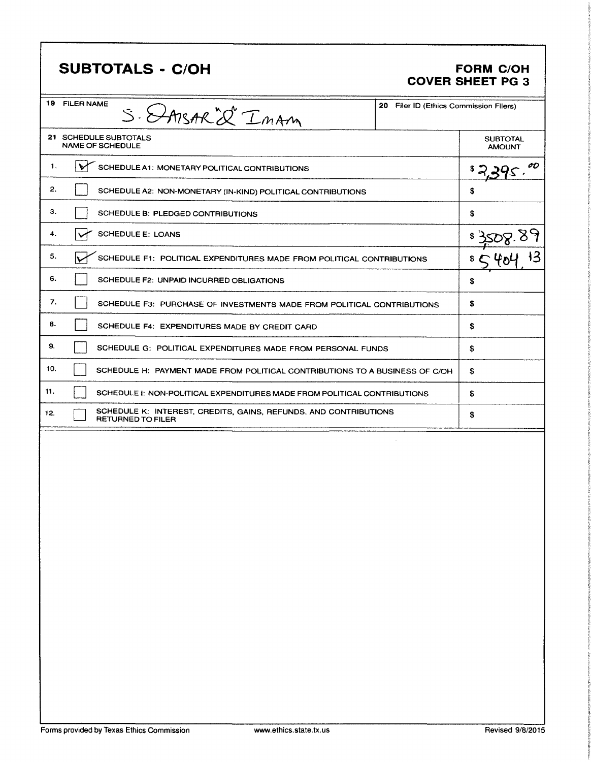# SUBTOTALS - C/OH

**FORM C/OH**
**COVER SHEET PG 3**

| 19 FILER NAME | 20 Filer ID (Ethics Commission Filers) |
|---|---|
| S. QAISAR "Q" IMAM | |

| 21 SCHEDULE SUBTOTALS NAME OF SCHEDULE | | SUBTOTAL AMOUNT |
|---|---|---|
| 1. | ☑ SCHEDULE A1: MONETARY POLITICAL CONTRIBUTIONS | $ 2,395.00 |
| 2. | ☐ SCHEDULE A2: NON-MONETARY (IN-KIND) POLITICAL CONTRIBUTIONS | $ |
| 3. | ☐ SCHEDULE B: PLEDGED CONTRIBUTIONS | $ |
| 4. | ☑ SCHEDULE E: LOANS | $ 3,508.89 |
| 5. | ☑ SCHEDULE F1: POLITICAL EXPENDITURES MADE FROM POLITICAL CONTRIBUTIONS | $ 5,404.13 |
| 6. | ☐ SCHEDULE F2: UNPAID INCURRED OBLIGATIONS | $ |
| 7. | ☐ SCHEDULE F3: PURCHASE OF INVESTMENTS MADE FROM POLITICAL CONTRIBUTIONS | $ |
| 8. | ☐ SCHEDULE F4: EXPENDITURES MADE BY CREDIT CARD | $ |
| 9. | ☐ SCHEDULE G: POLITICAL EXPENDITURES MADE FROM PERSONAL FUNDS | $ |
| 10. | ☐ SCHEDULE H: PAYMENT MADE FROM POLITICAL CONTRIBUTIONS TO A BUSINESS OF C/OH | $ |
| 11. | ☐ SCHEDULE I: NON-POLITICAL EXPENDITURES MADE FROM POLITICAL CONTRIBUTIONS | $ |
| 12. | ☐ SCHEDULE K: INTEREST, CREDITS, GAINS, REFUNDS, AND CONTRIBUTIONS RETURNED TO FILER | $ |

Forms provided by Texas Ethics Commission www.ethics.state.tx.us Revised 9/8/2015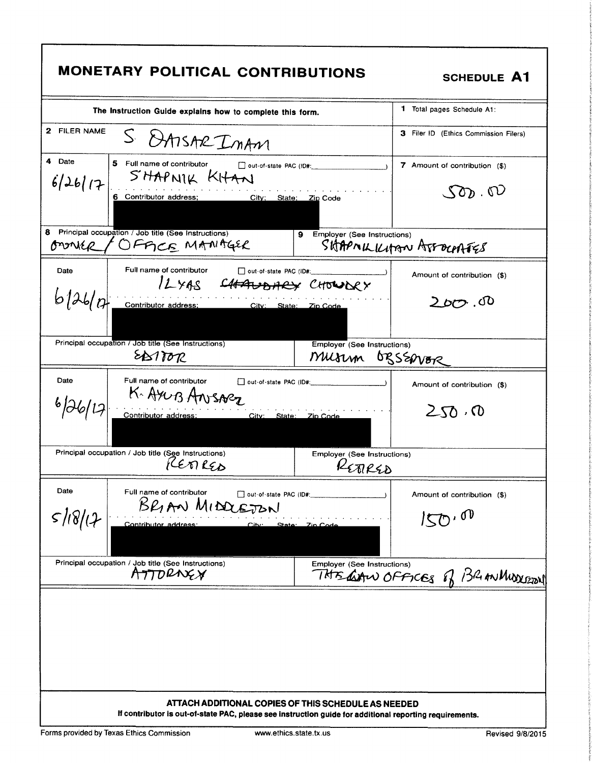# MONETARY POLITICAL CONTRIBUTIONS

**SCHEDULE A1**

The Instruction Guide explains how to complete this form.

1 Total pages Schedule A1:

2 FILER NAME: S. QAISAR IMAM

3 Filer ID (Ethics Commission Filers)

| 4 Date | 5 Full name of contributor / 6 Contributor address; City; State; Zip Code | 7 Amount of contribution ($) |
|---|---|---|
| 6/26/17 | SHAPNIK KHAN | 500.00 |
| 8 Principal occupation / Job title: OWNER / OFFICE MANAGER | 9 Employer: SHAPNIK KHAN ASSOCIATES | |
| 6/26/17 | ILYAS ~~CHAUDHARY~~ CHOWDRY | 200.00 |
| Principal occupation / Job title: EDITOR | Employer: MUSLIM OBSERVER | |
| 6/26/17 | K. AYUB ANSARI | 250.00 |
| Principal occupation / Job title: RETIRED | Employer: RETIRED | |
| 5/18/17 | BRIAN MIDDLETON | 150.00 |
| Principal occupation / Job title: ATTORNEY | Employer: THE LAW OFFICES OF BRIAN MIDDLETON | |

**ATTACH ADDITIONAL COPIES OF THIS SCHEDULE AS NEEDED**

**If contributor is out-of-state PAC, please see instruction guide for additional reporting requirements.**

Forms provided by Texas Ethics Commission www.ethics.state.tx.us Revised 9/8/2015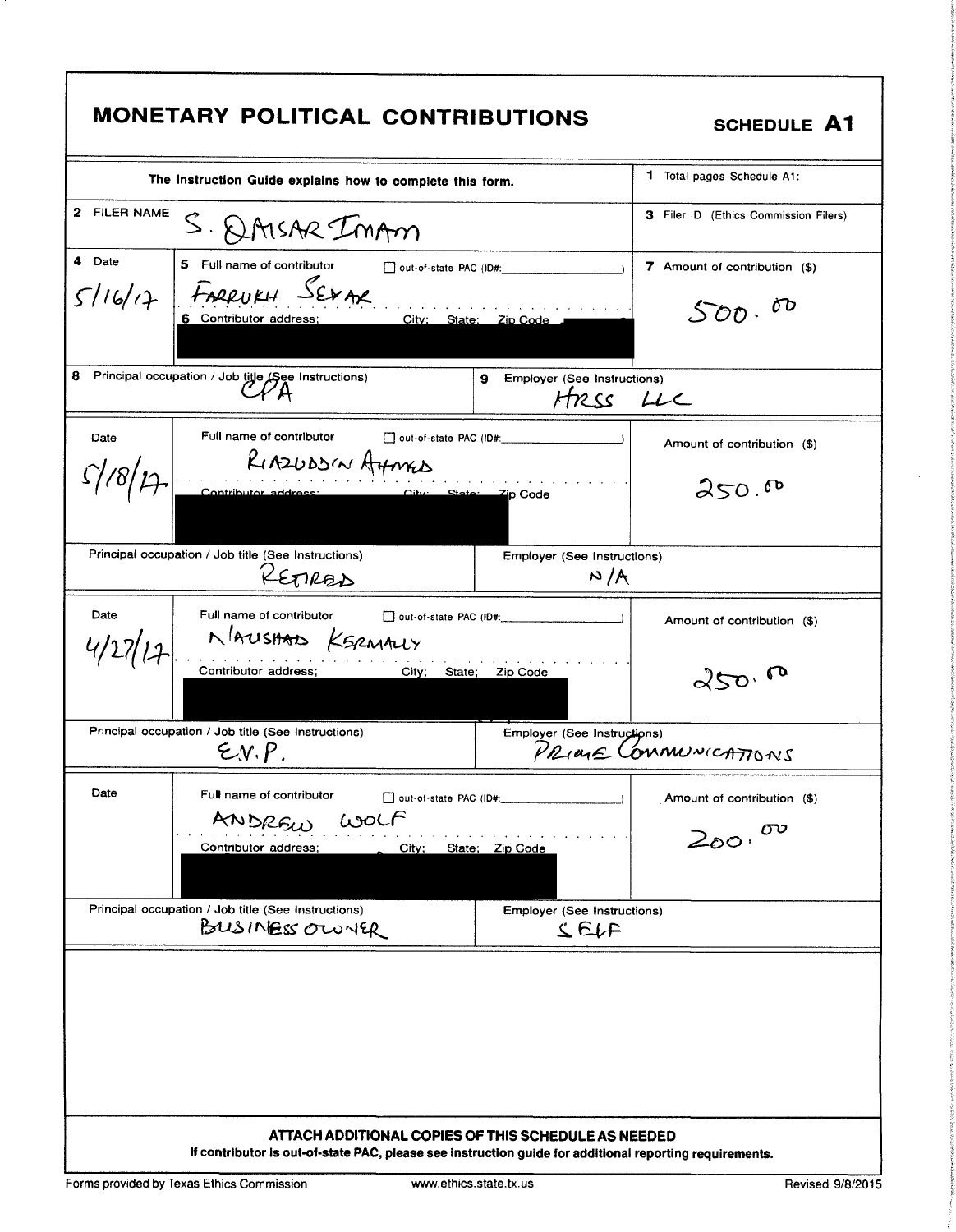# MONETARY POLITICAL CONTRIBUTIONS

**SCHEDULE A1**

The Instruction Guide explains how to complete this form.

1 Total pages Schedule A1:

2 FILER NAME: S. QAISAR IMAM

3 Filer ID (Ethics Commission Filers)

| 4 Date | 5 Full name of contributor / 6 Contributor address; City; State; Zip Code | 7 Amount of contribution ($) |
|---|---|---|
| 5/16/17 | FARRUKH SEKAR ☐ out-of-state PAC (ID#: ) | 500.00 |
| **8** Principal occupation / Job title (See Instructions): CPA | **9** Employer (See Instructions): HRSS LLC | |
| 5/18/17 | RIAZUDDIN AHMED ☐ out-of-state PAC (ID#: ) | 250.00 |
| Principal occupation / Job title (See Instructions): RETIRED | Employer (See Instructions): N/A | |
| 4/27/17 | NAUSHAD KERMALLY ☐ out-of-state PAC (ID#: ) | 250.00 |
| Principal occupation / Job title (See Instructions): E.V.P. | Employer (See Instructions): PRIME COMMUNICATIONS | |
| | ANDREW WOLF ☐ out-of-state PAC (ID#: ) | 200.00 |
| Principal occupation / Job title (See Instructions): BUSINESS OWNER | Employer (See Instructions): SELF | |

**ATTACH ADDITIONAL COPIES OF THIS SCHEDULE AS NEEDED**

**If contributor is out-of-state PAC, please see instruction guide for additional reporting requirements.**

Forms provided by Texas Ethics Commission www.ethics.state.tx.us Revised 9/8/2015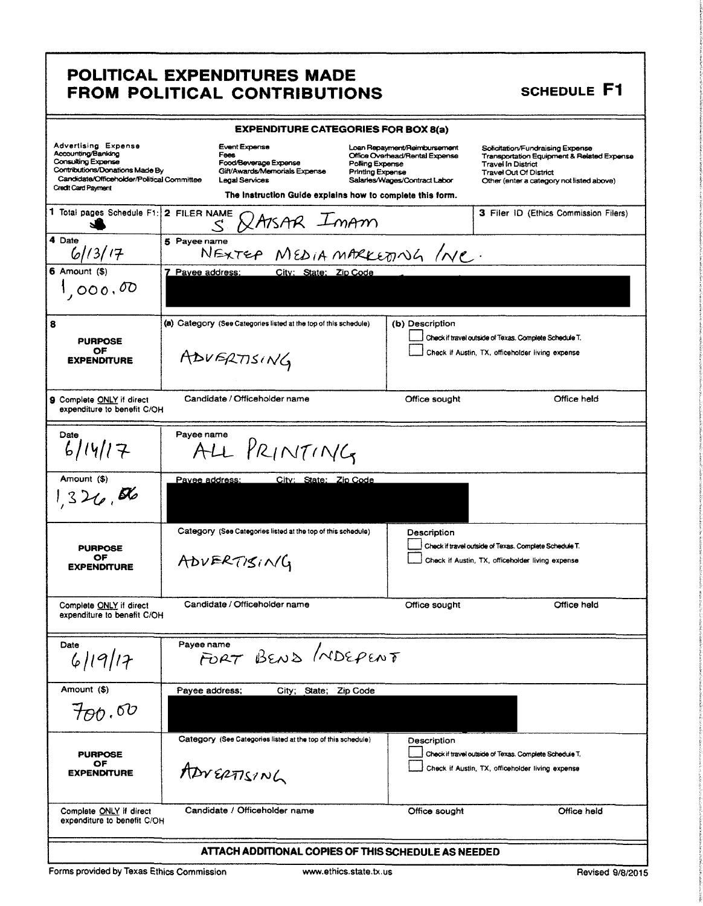# POLITICAL EXPENDITURES MADE FROM POLITICAL CONTRIBUTIONS

**SCHEDULE F1**

**EXPENDITURE CATEGORIES FOR BOX 8(a)**

| | | | |
|---|---|---|---|
| Advertising Expense | Event Expense | Loan Repayment/Reimbursement | Solicitation/Fundraising Expense |
| Accounting/Banking | Fees | Office Overhead/Rental Expense | Transportation Equipment & Related Expense |
| Consulting Expense | Food/Beverage Expense | Polling Expense | Travel In District |
| Contributions/Donations Made By Candidate/Officeholder/Political Committee | Gift/Awards/Memorials Expense | Printing Expense | Travel Out Of District |
| Credit Card Payment | Legal Services | Salaries/Wages/Contract Labor | Other (enter a category not listed above) |

The Instruction Guide explains how to complete this form.

| | | |
|---|---|---|
| 1 Total pages Schedule F1: | 2 FILER NAME S QAISAR IMAM | 3 Filer ID (Ethics Commission Filers) |
| 4 Date 6/13/17 | 5 Payee name NEXTEP MEDIA MARKETING INC. | |
| 6 Amount ($) 1,000.00 | 7 Payee address; City; State; Zip Code [REDACTED] | |
| 8 PURPOSE OF EXPENDITURE | (a) Category (See Categories listed at the top of this schedule) ADVERTISING | (b) Description ☐ Check if travel outside of Texas. Complete Schedule T. ☐ Check if Austin, TX, officeholder living expense |
| 9 Complete ONLY if direct expenditure to benefit C/OH | Candidate / Officeholder name | Office sought / Office held |

| | | |
|---|---|---|
| Date 6/14/17 | Payee name ALL PRINTING | |
| Amount ($) 1,326.86 | Payee address; City; State; Zip Code [REDACTED] | |
| PURPOSE OF EXPENDITURE | Category (See Categories listed at the top of this schedule) ADVERTISING | Description ☐ Check if travel outside of Texas. Complete Schedule T. ☐ Check if Austin, TX, officeholder living expense |
| Complete ONLY if direct expenditure to benefit C/OH | Candidate / Officeholder name | Office sought / Office held |

| | | |
|---|---|---|
| Date 6/19/17 | Payee name FORT BEND INDEPENT | |
| Amount ($) 700.00 | Payee address; City; State; Zip Code [REDACTED] | |
| PURPOSE OF EXPENDITURE | Category (See Categories listed at the top of this schedule) ADVERTISING | Description ☐ Check if travel outside of Texas. Complete Schedule T. ☐ Check if Austin, TX, officeholder living expense |
| Complete ONLY if direct expenditure to benefit C/OH | Candidate / Officeholder name | Office sought / Office held |

**ATTACH ADDITIONAL COPIES OF THIS SCHEDULE AS NEEDED**

Forms provided by Texas Ethics Commission www.ethics.state.tx.us Revised 9/8/2015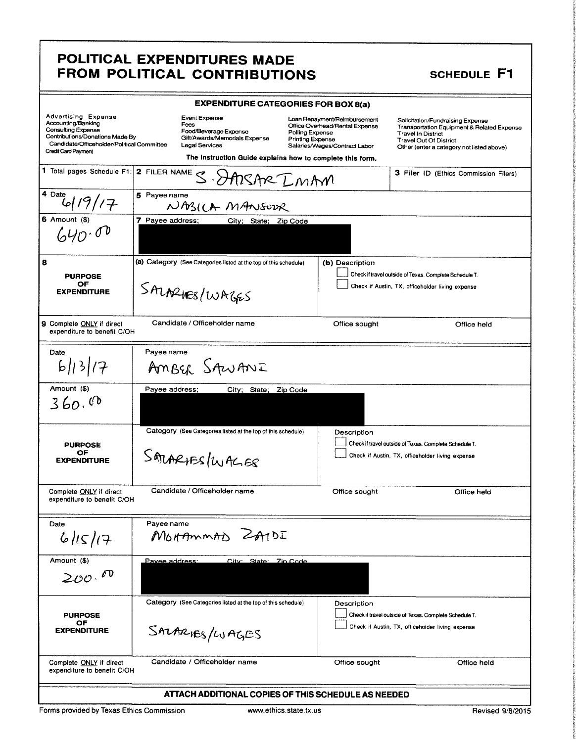# POLITICAL EXPENDITURES MADE FROM POLITICAL CONTRIBUTIONS

## SCHEDULE F1

**EXPENDITURE CATEGORIES FOR BOX 8(a)**

| | | | |
|---|---|---|---|
| Advertising Expense | Event Expense | Loan Repayment/Reimbursement | Solicitation/Fundraising Expense |
| Accounting/Banking | Fees | Office Overhead/Rental Expense | Transportation Equipment & Related Expense |
| Consulting Expense | Food/Beverage Expense | Polling Expense | Travel In District |
| Contributions/Donations Made By Candidate/Officeholder/Political Committee | Gift/Awards/Memorials Expense | Printing Expense | Travel Out Of District |
| Credit Card Payment | Legal Services | Salaries/Wages/Contract Labor | Other (enter a category not listed above) |

The Instruction Guide explains how to complete this form.

| | | |
|---|---|---|
| 1 Total pages Schedule F1: | 2 FILER NAME S. JAFSAR IMAM | 3 Filer ID (Ethics Commission Filers) |

| | | |
|---|---|---|
| 4 Date 6/19/17 | 5 Payee name NABILA MANSOOR | |
| 6 Amount ($) 640.00 | 7 Payee address; City; State; Zip Code [REDACTED] | |
| 8 PURPOSE OF EXPENDITURE | (a) Category (See Categories listed at the top of this schedule) SALARIES/WAGES | (b) Description ☐ Check if travel outside of Texas. Complete Schedule T. ☐ Check if Austin, TX, officeholder living expense |
| 9 Complete ONLY if direct expenditure to benefit C/OH | Candidate / Officeholder name | Office sought / Office held |

| | | |
|---|---|---|
| Date 6/13/17 | Payee name AMBER SAWANI | |
| Amount ($) 360.00 | Payee address; City; State; Zip Code [REDACTED] | |
| PURPOSE OF EXPENDITURE | Category (See Categories listed at the top of this schedule) SALARIES/WAGES | Description ☐ Check if travel outside of Texas. Complete Schedule T. ☐ Check if Austin, TX, officeholder living expense |
| Complete ONLY if direct expenditure to benefit C/OH | Candidate / Officeholder name | Office sought / Office held |

| | | |
|---|---|---|
| Date 6/15/17 | Payee name MOHAMMAD ZAIDI | |
| Amount ($) 200.00 | Payee address; City; State; Zip Code [REDACTED] | |
| PURPOSE OF EXPENDITURE | Category (See Categories listed at the top of this schedule) SALARIES/WAGES | Description ☐ Check if travel outside of Texas. Complete Schedule T. ☐ Check if Austin, TX, officeholder living expense |
| Complete ONLY if direct expenditure to benefit C/OH | Candidate / Officeholder name | Office sought / Office held |

**ATTACH ADDITIONAL COPIES OF THIS SCHEDULE AS NEEDED**

Forms provided by Texas Ethics Commission www.ethics.state.tx.us Revised 9/8/2015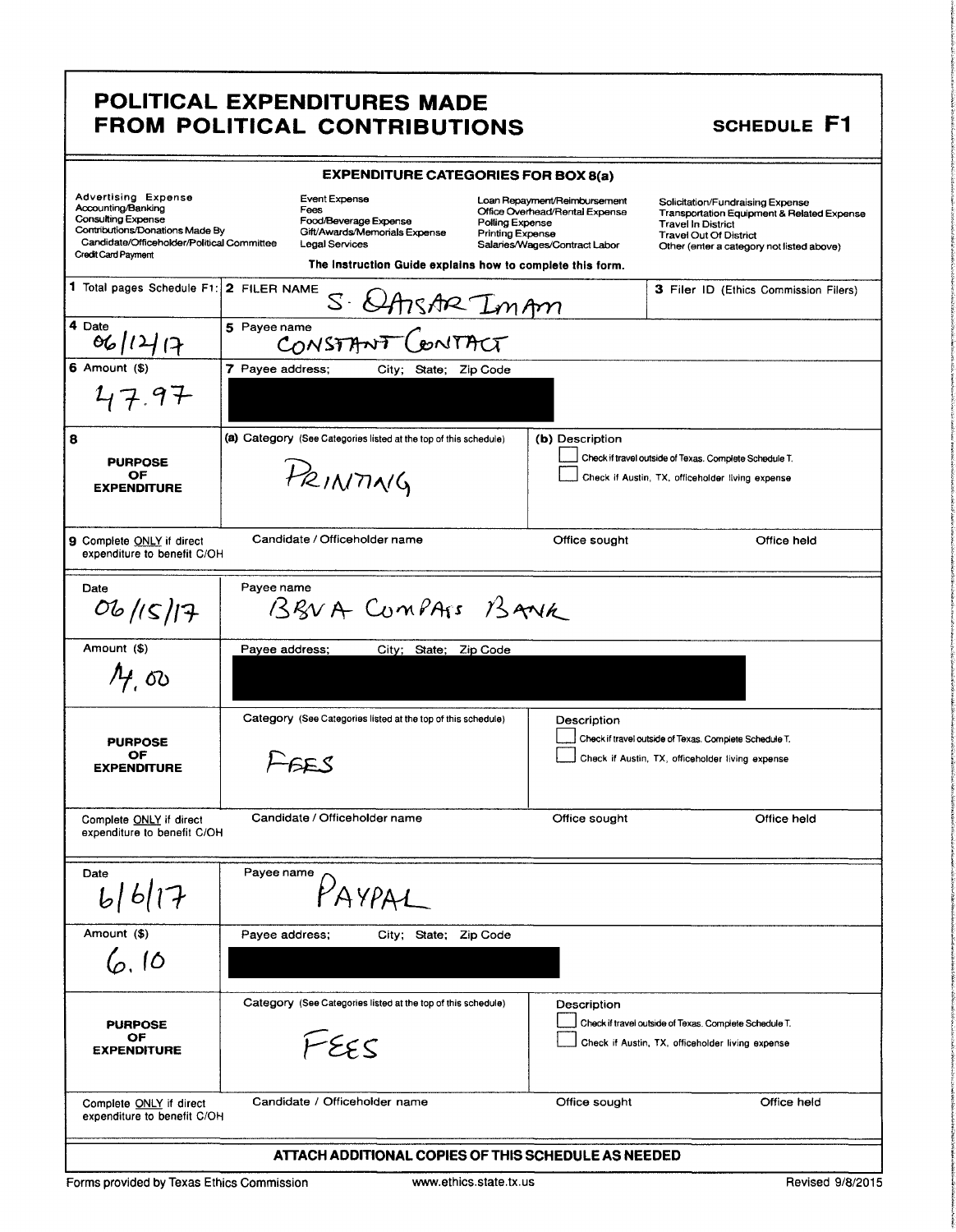# POLITICAL EXPENDITURES MADE FROM POLITICAL CONTRIBUTIONS

## SCHEDULE F1

### EXPENDITURE CATEGORIES FOR BOX 8(a)

| | | | |
|---|---|---|---|
| Advertising Expense | Event Expense | Loan Repayment/Reimbursement | Solicitation/Fundraising Expense |
| Accounting/Banking | Fees | Office Overhead/Rental Expense | Transportation Equipment & Related Expense |
| Consulting Expense | Food/Beverage Expense | Polling Expense | Travel In District |
| Contributions/Donations Made By Candidate/Officeholder/Political Committee | Gift/Awards/Memorials Expense | Printing Expense | Travel Out Of District |
| Credit Card Payment | Legal Services | Salaries/Wages/Contract Labor | Other (enter a category not listed above) |

The Instruction Guide explains how to complete this form.

| | | | |
|---|---|---|---|
| **1** Total pages Schedule F1: | **2** FILER NAME: S. QAISAR IMAM | | **3** Filer ID (Ethics Commission Filers) |
| **4** Date: 06/12/17 | **5** Payee name: CONSTANT CONTACT | | |
| **6** Amount ($): 47.97 | **7** Payee address; City; State; Zip Code: [REDACTED] | | |
| **8** PURPOSE OF EXPENDITURE | **(a)** Category (See Categories listed at the top of this schedule): PRINTING | **(b)** Description<br>☐ Check if travel outside of Texas. Complete Schedule T.<br>☐ Check if Austin, TX, officeholder living expense | |
| **9** Complete ONLY if direct expenditure to benefit C/OH | Candidate / Officeholder name | Office sought | Office held |

| | | | |
|---|---|---|---|
| Date: 06/15/17 | Payee name: BBVA COMPASS BANK | | |
| Amount ($): 14.00 | Payee address; City; State; Zip Code: [REDACTED] | | |
| PURPOSE OF EXPENDITURE | Category (See Categories listed at the top of this schedule): FEES | Description<br>☐ Check if travel outside of Texas. Complete Schedule T.<br>☐ Check if Austin, TX, officeholder living expense | |
| Complete ONLY if direct expenditure to benefit C/OH | Candidate / Officeholder name | Office sought | Office held |

| | | | |
|---|---|---|---|
| Date: 6/6/17 | Payee name: PAYPAL | | |
| Amount ($): 6.10 | Payee address; City; State; Zip Code: [REDACTED] | | |
| PURPOSE OF EXPENDITURE | Category (See Categories listed at the top of this schedule): FEES | Description<br>☐ Check if travel outside of Texas. Complete Schedule T.<br>☐ Check if Austin, TX, officeholder living expense | |
| Complete ONLY if direct expenditure to benefit C/OH | Candidate / Officeholder name | Office sought | Office held |

**ATTACH ADDITIONAL COPIES OF THIS SCHEDULE AS NEEDED**

Forms provided by Texas Ethics Commission | www.ethics.state.tx.us | Revised 9/8/2015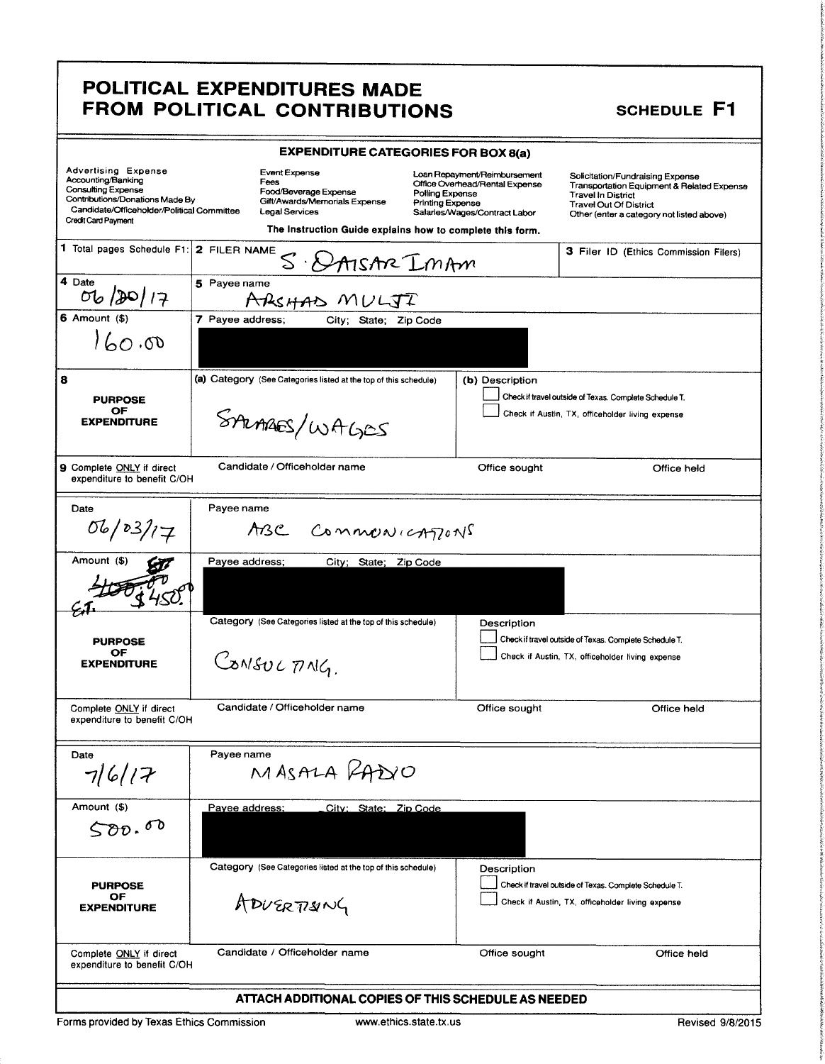# POLITICAL EXPENDITURES MADE FROM POLITICAL CONTRIBUTIONS

**SCHEDULE F1**

**EXPENDITURE CATEGORIES FOR BOX 8(a)**

| | | | |
|---|---|---|---|
| Advertising Expense | Event Expense | Loan Repayment/Reimbursement | Solicitation/Fundraising Expense |
| Accounting/Banking | Fees | Office Overhead/Rental Expense | Transportation Equipment & Related Expense |
| Consulting Expense | Food/Beverage Expense | Polling Expense | Travel In District |
| Contributions/Donations Made By Candidate/Officeholder/Political Committee | Gift/Awards/Memorials Expense | Printing Expense | Travel Out Of District |
| Credit Card Payment | Legal Services | Salaries/Wages/Contract Labor | Other (enter a category not listed above) |

**The Instruction Guide explains how to complete this form.**

| | | |
|---|---|---|
| **1** Total pages Schedule F1: | **2** FILER NAME: S. QAISAR IMAM | **3** Filer ID (Ethics Commission Filers) |

**4** Date: 06/20/17

**5** Payee name: ARSHAD MULJI

**6** Amount ($): 160.00

**7** Payee address; City; State; Zip Code: [REDACTED]

**8 PURPOSE OF EXPENDITURE**

(a) Category (See Categories listed at the top of this schedule): SALARIES/WAGES

(b) Description

☐ Check if travel outside of Texas. Complete Schedule T.

☐ Check if Austin, TX, officeholder living expense

**9** Complete ONLY if direct expenditure to benefit C/OH: Candidate / Officeholder name | Office sought | Office held

---

Date: 06/03/17

Payee name: ABC COMMUNICATIONS

Amount ($): ~~400.00~~ $450.00 (E.T.)

Payee address; City; State; Zip Code: [REDACTED]

**PURPOSE OF EXPENDITURE**

Category (See Categories listed at the top of this schedule): CONSULTING.

Description

☐ Check if travel outside of Texas. Complete Schedule T.

☐ Check if Austin, TX, officeholder living expense

Complete ONLY if direct expenditure to benefit C/OH: Candidate / Officeholder name | Office sought | Office held

---

Date: 7/6/17

Payee name: MASALA RADIO

Amount ($): 500.00

Payee address; City; State; Zip Code: [REDACTED]

**PURPOSE OF EXPENDITURE**

Category (See Categories listed at the top of this schedule): ADVERTISING

Description

☐ Check if travel outside of Texas. Complete Schedule T.

☐ Check if Austin, TX, officeholder living expense

Complete ONLY if direct expenditure to benefit C/OH: Candidate / Officeholder name | Office sought | Office held

**ATTACH ADDITIONAL COPIES OF THIS SCHEDULE AS NEEDED**

Forms provided by Texas Ethics Commission www.ethics.state.tx.us Revised 9/8/2015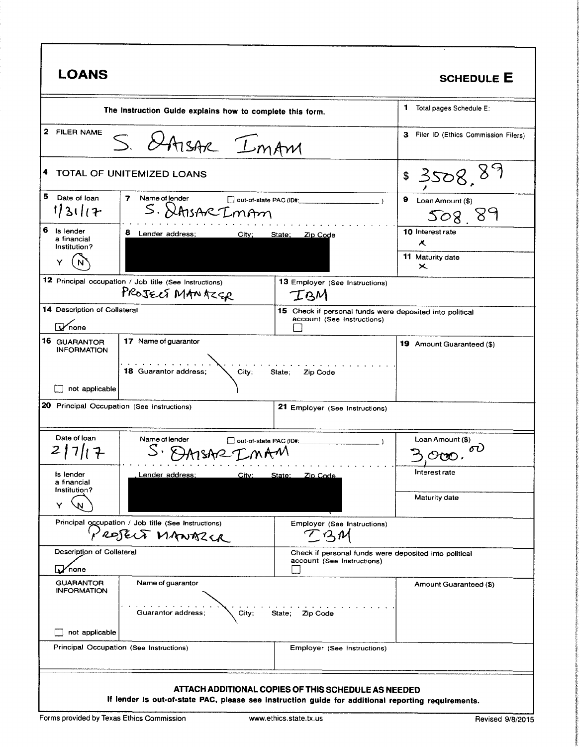# LOANS

## SCHEDULE E

The Instruction Guide explains how to complete this form.

1 Total pages Schedule E:

2 FILER NAME: S. QAISAR IMAM

3 Filer ID (Ethics Commission Filers)

4 TOTAL OF UNITEMIZED LOANS: $ 3508.89

| | | |
|---|---|---|
| 5 Date of loan: 1/31/17 | 7 Name of lender: S. QAISAR IMAM ☐ out-of-state PAC (ID#: ) | 9 Loan Amount ($): 508.89 |
| 6 Is lender a financial institution? Y (N) | 8 Lender address; City; State; Zip Code: [REDACTED] | 10 Interest rate: X<br>11 Maturity date: X |
| 12 Principal occupation / Job title (See Instructions): PROJECT MANAGER | 13 Employer (See Instructions): IBM | |
| 14 Description of Collateral: ☑ none | 15 Check if personal funds were deposited into political account (See Instructions) ☐ | |
| 16 GUARANTOR INFORMATION ☐ not applicable | 17 Name of guarantor<br>18 Guarantor address; City; State; Zip Code | 19 Amount Guaranteed ($) |
| 20 Principal Occupation (See Instructions) | 21 Employer (See Instructions) | |

| | | |
|---|---|---|
| Date of loan: 2/7/17 | Name of lender: S. QAISAR IMAM ☐ out-of-state PAC (ID#: ) | Loan Amount ($): 3,000.00 |
| Is lender a financial institution? Y (N) | Lender address; City; State; Zip Code: [REDACTED] | Interest rate<br>Maturity date |
| Principal occupation / Job title (See Instructions): PROJECT MANAGER | Employer (See Instructions): IBM | |
| Description of Collateral: ☑ none | Check if personal funds were deposited into political account (See Instructions) ☐ | |
| GUARANTOR INFORMATION ☐ not applicable | Name of guarantor<br>Guarantor address; City; State; Zip Code | Amount Guaranteed ($) |
| Principal Occupation (See Instructions) | Employer (See Instructions) | |

**ATTACH ADDITIONAL COPIES OF THIS SCHEDULE AS NEEDED**

**If lender is out-of-state PAC, please see instruction guide for additional reporting requirements.**

Forms provided by Texas Ethics Commission www.ethics.state.tx.us Revised 9/8/2015